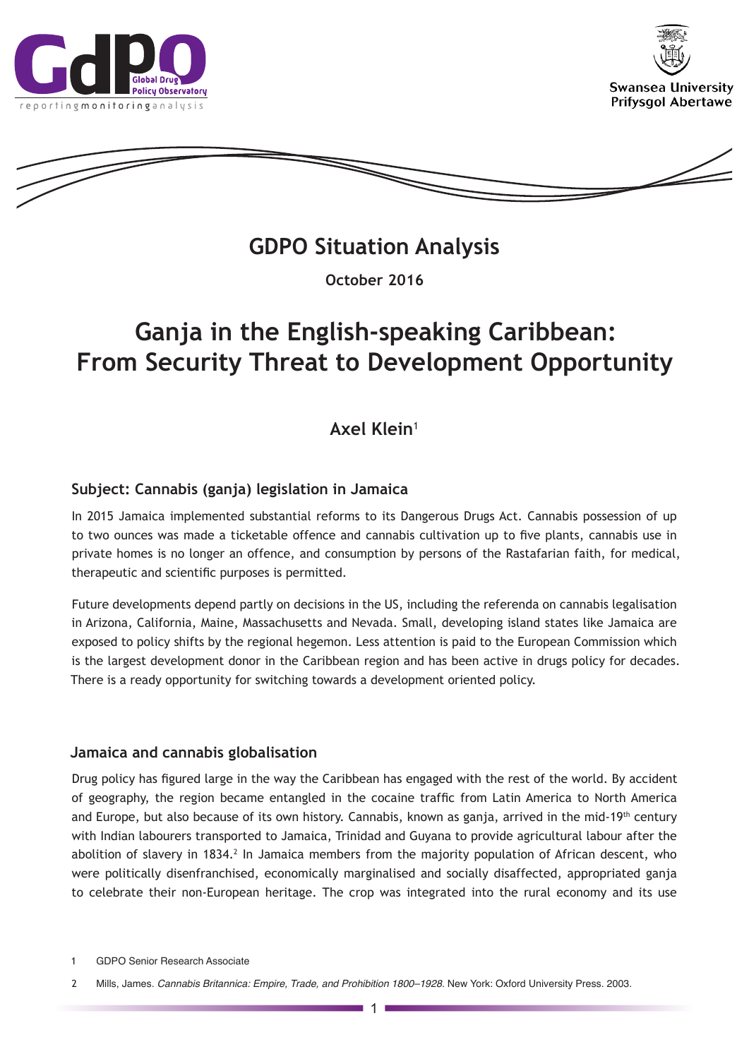# GDPO Situation Analysis

**October 2016**

# Ganja in the English-speaking Caribbean: From Security Threat to Development Opportunity

**Axel Klein**[1]

## Subject: Cannabis (ganja) legislation in Jamaica

In 2015 Jamaica implemented substantial reforms to its Dangerous Drugs Act. Cannabis possession of up to two ounces was made a ticketable offence and cannabis cultivation up to five plants, cannabis use in private homes is no longer an offence, and consumption by persons of the Rastafarian faith, for medical, therapeutic and scientific purposes is permitted.

Future developments depend partly on decisions in the US, including the referenda on cannabis legalisation in Arizona, California, Maine, Massachusetts and Nevada. Small, developing island states like Jamaica are exposed to policy shifts by the regional hegemon. Less attention is paid to the European Commission which is the largest development donor in the Caribbean region and has been active in drugs policy for decades. There is a ready opportunity for switching towards a development oriented policy.

## Jamaica and cannabis globalisation

Drug policy has figured large in the way the Caribbean has engaged with the rest of the world. By accident of geography, the region became entangled in the cocaine traffic from Latin America to North America and Europe, but also because of its own history. Cannabis, known as ganja, arrived in the mid-19th century with Indian labourers transported to Jamaica, Trinidad and Guyana to provide agricultural labour after the abolition of slavery in 1834.[2] In Jamaica members from the majority population of African descent, who were politically disenfranchised, economically marginalised and socially disaffected, appropriated ganja to celebrate their non-European heritage. The crop was integrated into the rural economy and its use

---

1 GDPO Senior Research Associate

2 Mills, James. *Cannabis Britannica: Empire, Trade, and Prohibition 1800–1928.* New York: Oxford University Press. 2003.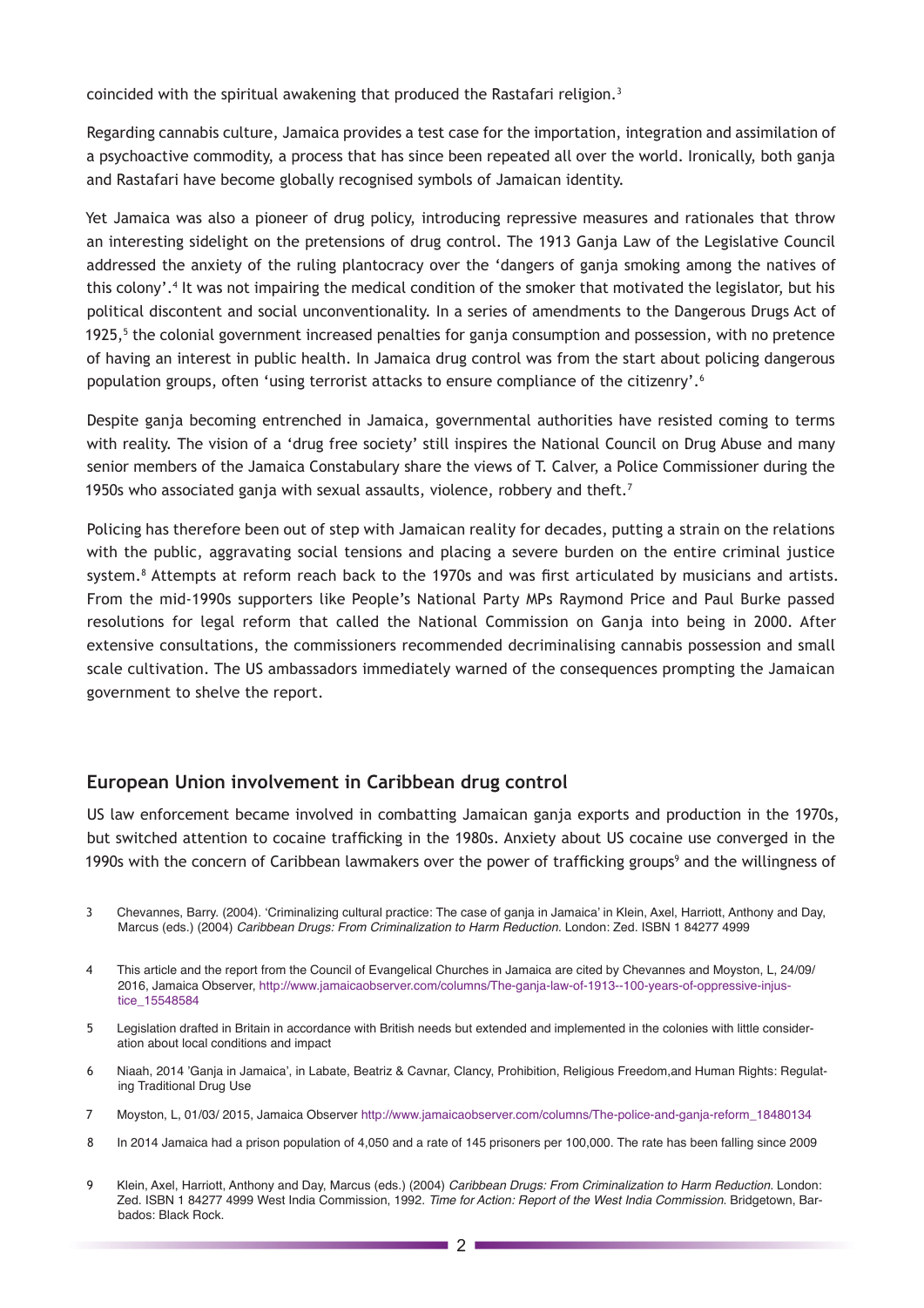coincided with the spiritual awakening that produced the Rastafari religion.[3]

Regarding cannabis culture, Jamaica provides a test case for the importation, integration and assimilation of a psychoactive commodity, a process that has since been repeated all over the world. Ironically, both ganja and Rastafari have become globally recognised symbols of Jamaican identity.

Yet Jamaica was also a pioneer of drug policy, introducing repressive measures and rationales that throw an interesting sidelight on the pretensions of drug control. The 1913 Ganja Law of the Legislative Council addressed the anxiety of the ruling plantocracy over the 'dangers of ganja smoking among the natives of this colony'.[4] It was not impairing the medical condition of the smoker that motivated the legislator, but his political discontent and social unconventionality. In a series of amendments to the Dangerous Drugs Act of 1925,[5] the colonial government increased penalties for ganja consumption and possession, with no pretence of having an interest in public health. In Jamaica drug control was from the start about policing dangerous population groups, often 'using terrorist attacks to ensure compliance of the citizenry'.[6]

Despite ganja becoming entrenched in Jamaica, governmental authorities have resisted coming to terms with reality. The vision of a 'drug free society' still inspires the National Council on Drug Abuse and many senior members of the Jamaica Constabulary share the views of T. Calver, a Police Commissioner during the 1950s who associated ganja with sexual assaults, violence, robbery and theft.[7]

Policing has therefore been out of step with Jamaican reality for decades, putting a strain on the relations with the public, aggravating social tensions and placing a severe burden on the entire criminal justice system.[8] Attempts at reform reach back to the 1970s and was first articulated by musicians and artists. From the mid-1990s supporters like People's National Party MPs Raymond Price and Paul Burke passed resolutions for legal reform that called the National Commission on Ganja into being in 2000. After extensive consultations, the commissioners recommended decriminalising cannabis possession and small scale cultivation. The US ambassadors immediately warned of the consequences prompting the Jamaican government to shelve the report.

## European Union involvement in Caribbean drug control

US law enforcement became involved in combatting Jamaican ganja exports and production in the 1970s, but switched attention to cocaine trafficking in the 1980s. Anxiety about US cocaine use converged in the 1990s with the concern of Caribbean lawmakers over the power of trafficking groups[9] and the willingness of

3 Chevannes, Barry. (2004). 'Criminalizing cultural practice: The case of ganja in Jamaica' in Klein, Axel, Harriott, Anthony and Day, Marcus (eds.) (2004) *Caribbean Drugs: From Criminalization to Harm Reduction.* London: Zed. ISBN 1 84277 4999

4 This article and the report from the Council of Evangelical Churches in Jamaica are cited by Chevannes and Moyston, L, 24/09/2016, Jamaica Observer, http://www.jamaicaobserver.com/columns/The-ganja-law-of-1913--100-years-of-oppressive-injustice_15548584

5 Legislation drafted in Britain in accordance with British needs but extended and implemented in the colonies with little consideration about local conditions and impact

6 Niaah, 2014 'Ganja in Jamaica', in Labate, Beatriz & Cavnar, Clancy, Prohibition, Religious Freedom,and Human Rights: Regulating Traditional Drug Use

7 Moyston, L, 01/03/ 2015, Jamaica Observer http://www.jamaicaobserver.com/columns/The-police-and-ganja-reform_18480134

8 In 2014 Jamaica had a prison population of 4,050 and a rate of 145 prisoners per 100,000. The rate has been falling since 2009

9 Klein, Axel, Harriott, Anthony and Day, Marcus (eds.) (2004) *Caribbean Drugs: From Criminalization to Harm Reduction.* London: Zed. ISBN 1 84277 4999 West India Commission, 1992. *Time for Action: Report of the West India Commission.* Bridgetown, Barbados: Black Rock.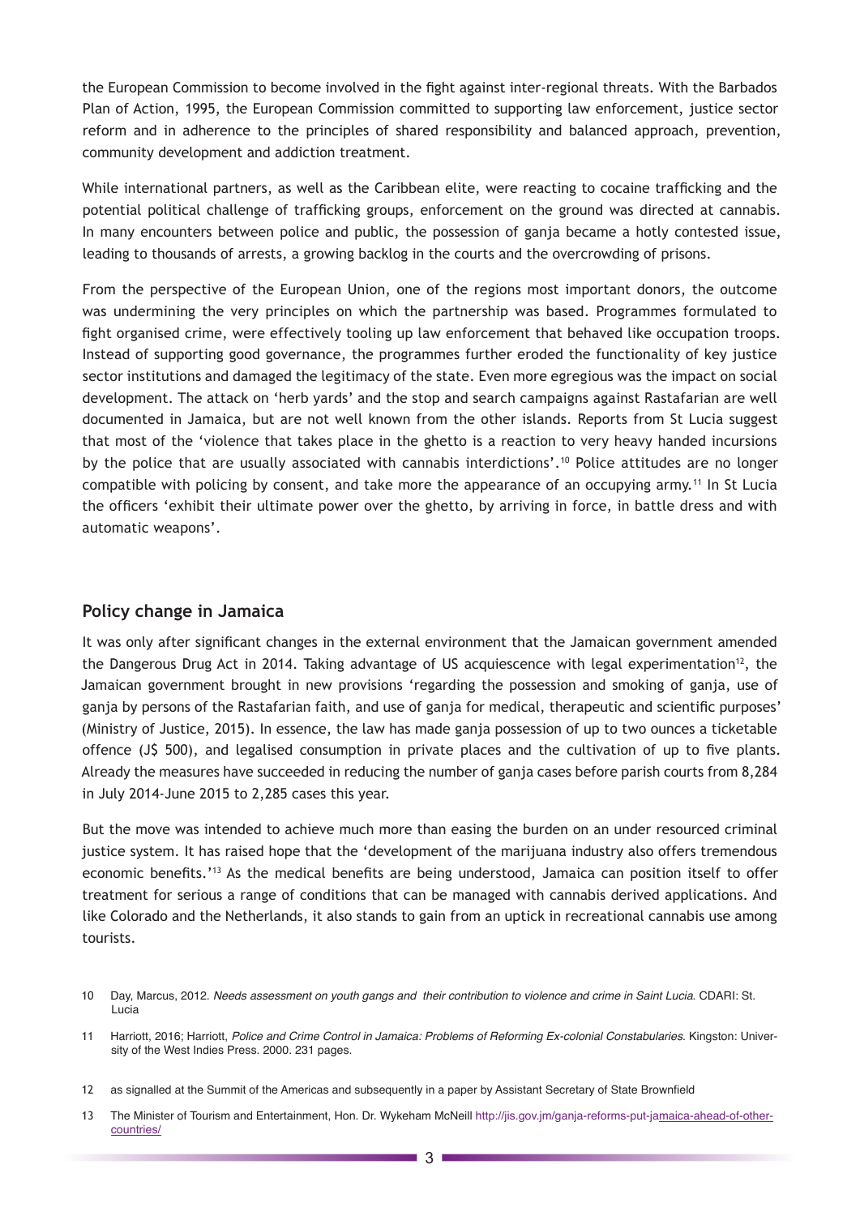the European Commission to become involved in the fight against inter-regional threats. With the Barbados Plan of Action, 1995, the European Commission committed to supporting law enforcement, justice sector reform and in adherence to the principles of shared responsibility and balanced approach, prevention, community development and addiction treatment.

While international partners, as well as the Caribbean elite, were reacting to cocaine trafficking and the potential political challenge of trafficking groups, enforcement on the ground was directed at cannabis. In many encounters between police and public, the possession of ganja became a hotly contested issue, leading to thousands of arrests, a growing backlog in the courts and the overcrowding of prisons.

From the perspective of the European Union, one of the regions most important donors, the outcome was undermining the very principles on which the partnership was based. Programmes formulated to fight organised crime, were effectively tooling up law enforcement that behaved like occupation troops. Instead of supporting good governance, the programmes further eroded the functionality of key justice sector institutions and damaged the legitimacy of the state. Even more egregious was the impact on social development. The attack on 'herb yards' and the stop and search campaigns against Rastafarian are well documented in Jamaica, but are not well known from the other islands. Reports from St Lucia suggest that most of the 'violence that takes place in the ghetto is a reaction to very heavy handed incursions by the police that are usually associated with cannabis interdictions'.[10] Police attitudes are no longer compatible with policing by consent, and take more the appearance of an occupying army.[11] In St Lucia the officers 'exhibit their ultimate power over the ghetto, by arriving in force, in battle dress and with automatic weapons'.

## Policy change in Jamaica

It was only after significant changes in the external environment that the Jamaican government amended the Dangerous Drug Act in 2014. Taking advantage of US acquiescence with legal experimentation[12], the Jamaican government brought in new provisions 'regarding the possession and smoking of ganja, use of ganja by persons of the Rastafarian faith, and use of ganja for medical, therapeutic and scientific purposes' (Ministry of Justice, 2015). In essence, the law has made ganja possession of up to two ounces a ticketable offence (J$ 500), and legalised consumption in private places and the cultivation of up to five plants. Already the measures have succeeded in reducing the number of ganja cases before parish courts from 8,284 in July 2014-June 2015 to 2,285 cases this year.

But the move was intended to achieve much more than easing the burden on an under resourced criminal justice system. It has raised hope that the 'development of the marijuana industry also offers tremendous economic benefits.'[13] As the medical benefits are being understood, Jamaica can position itself to offer treatment for serious a range of conditions that can be managed with cannabis derived applications. And like Colorado and the Netherlands, it also stands to gain from an uptick in recreational cannabis use among tourists.

---

10 Day, Marcus, 2012. *Needs assessment on youth gangs and their contribution to violence and crime in Saint Lucia.* CDARI: St. Lucia

11 Harriott, 2016; Harriott, *Police and Crime Control in Jamaica: Problems of Reforming Ex-colonial Constabularies.* Kingston: University of the West Indies Press. 2000. 231 pages.

12 as signalled at the Summit of the Americas and subsequently in a paper by Assistant Secretary of State Brownfield

13 The Minister of Tourism and Entertainment, Hon. Dr. Wykeham McNeill http://jis.gov.jm/ganja-reforms-put-jamaica-ahead-of-other-countries/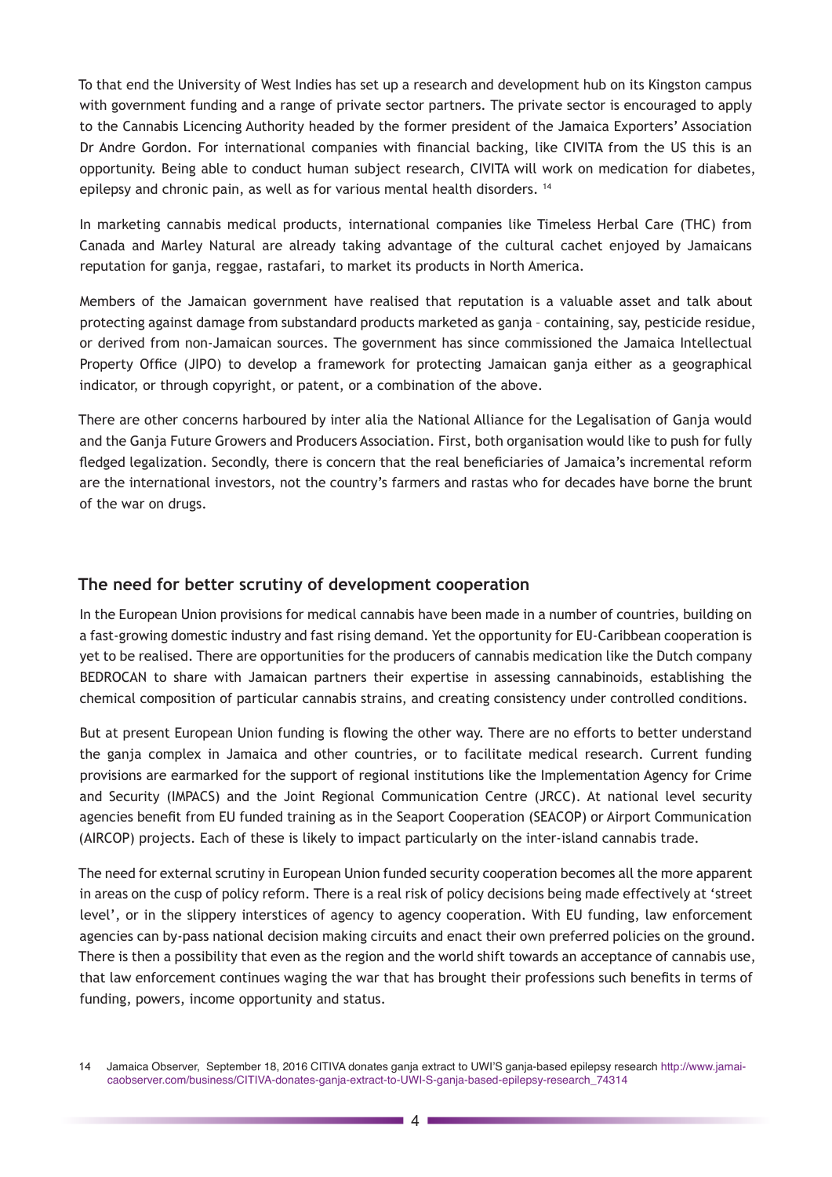To that end the University of West Indies has set up a research and development hub on its Kingston campus with government funding and a range of private sector partners. The private sector is encouraged to apply to the Cannabis Licencing Authority headed by the former president of the Jamaica Exporters' Association Dr Andre Gordon. For international companies with financial backing, like CIVITA from the US this is an opportunity. Being able to conduct human subject research, CIVITA will work on medication for diabetes, epilepsy and chronic pain, as well as for various mental health disorders. [14]

In marketing cannabis medical products, international companies like Timeless Herbal Care (THC) from Canada and Marley Natural are already taking advantage of the cultural cachet enjoyed by Jamaicans reputation for ganja, reggae, rastafari, to market its products in North America.

Members of the Jamaican government have realised that reputation is a valuable asset and talk about protecting against damage from substandard products marketed as ganja – containing, say, pesticide residue, or derived from non-Jamaican sources. The government has since commissioned the Jamaica Intellectual Property Office (JIPO) to develop a framework for protecting Jamaican ganja either as a geographical indicator, or through copyright, or patent, or a combination of the above.

There are other concerns harboured by inter alia the National Alliance for the Legalisation of Ganja would and the Ganja Future Growers and Producers Association. First, both organisation would like to push for fully fledged legalization. Secondly, there is concern that the real beneficiaries of Jamaica's incremental reform are the international investors, not the country's farmers and rastas who for decades have borne the brunt of the war on drugs.

## The need for better scrutiny of development cooperation

In the European Union provisions for medical cannabis have been made in a number of countries, building on a fast-growing domestic industry and fast rising demand. Yet the opportunity for EU-Caribbean cooperation is yet to be realised. There are opportunities for the producers of cannabis medication like the Dutch company BEDROCAN to share with Jamaican partners their expertise in assessing cannabinoids, establishing the chemical composition of particular cannabis strains, and creating consistency under controlled conditions.

But at present European Union funding is flowing the other way. There are no efforts to better understand the ganja complex in Jamaica and other countries, or to facilitate medical research. Current funding provisions are earmarked for the support of regional institutions like the Implementation Agency for Crime and Security (IMPACS) and the Joint Regional Communication Centre (JRCC). At national level security agencies benefit from EU funded training as in the Seaport Cooperation (SEACOP) or Airport Communication (AIRCOP) projects. Each of these is likely to impact particularly on the inter-island cannabis trade.

The need for external scrutiny in European Union funded security cooperation becomes all the more apparent in areas on the cusp of policy reform. There is a real risk of policy decisions being made effectively at 'street level', or in the slippery interstices of agency to agency cooperation. With EU funding, law enforcement agencies can by-pass national decision making circuits and enact their own preferred policies on the ground. There is then a possibility that even as the region and the world shift towards an acceptance of cannabis use, that law enforcement continues waging the war that has brought their professions such benefits in terms of funding, powers, income opportunity and status.

14 Jamaica Observer, September 18, 2016 CITIVA donates ganja extract to UWI'S ganja-based epilepsy research http://www.jamaicaobserver.com/business/CITIVA-donates-ganja-extract-to-UWI-S-ganja-based-epilepsy-research_74314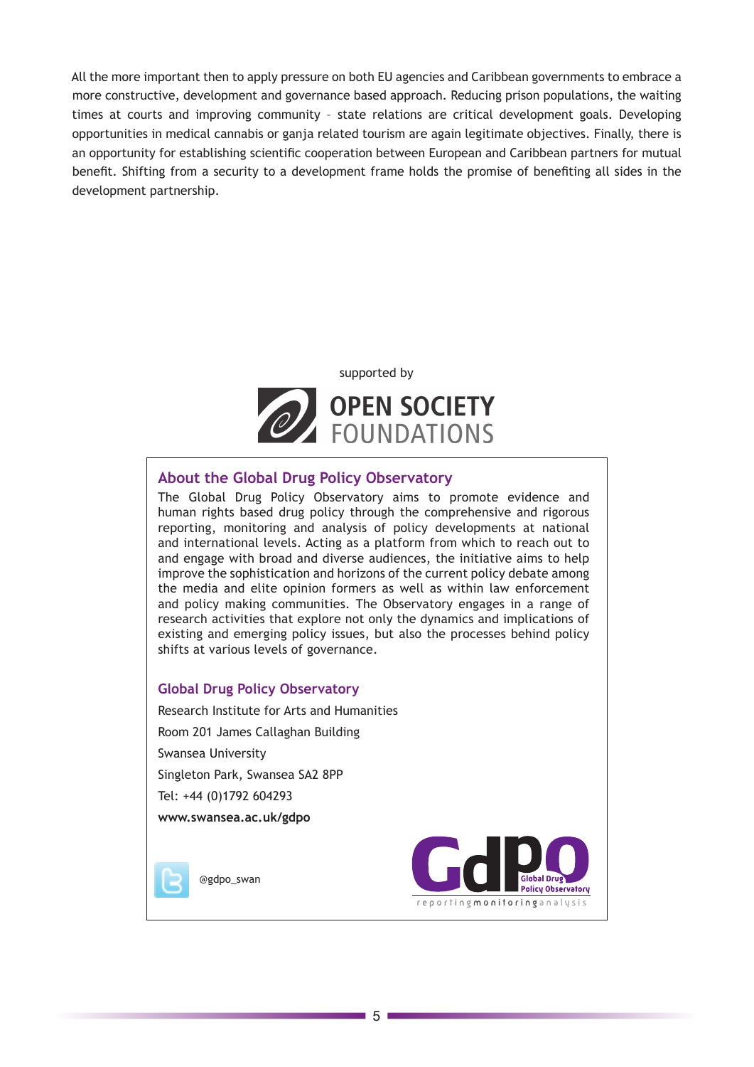All the more important then to apply pressure on both EU agencies and Caribbean governments to embrace a more constructive, development and governance based approach. Reducing prison populations, the waiting times at courts and improving community – state relations are critical development goals. Developing opportunities in medical cannabis or ganja related tourism are again legitimate objectives. Finally, there is an opportunity for establishing scientific cooperation between European and Caribbean partners for mutual benefit. Shifting from a security to a development frame holds the promise of benefiting all sides in the development partnership.

supported by

OPEN SOCIETY FOUNDATIONS

## About the Global Drug Policy Observatory

The Global Drug Policy Observatory aims to promote evidence and human rights based drug policy through the comprehensive and rigorous reporting, monitoring and analysis of policy developments at national and international levels. Acting as a platform from which to reach out to and engage with broad and diverse audiences, the initiative aims to help improve the sophistication and horizons of the current policy debate among the media and elite opinion formers as well as within law enforcement and policy making communities. The Observatory engages in a range of research activities that explore not only the dynamics and implications of existing and emerging policy issues, but also the processes behind policy shifts at various levels of governance.

## Global Drug Policy Observatory

Research Institute for Arts and Humanities

Room 201 James Callaghan Building

Swansea University

Singleton Park, Swansea SA2 8PP

Tel: +44 (0)1792 604293

**www.swansea.ac.uk/gdpo**

@gdpo_swan

GDPO Global Drug Policy Observatory

reporting monitoring analysis